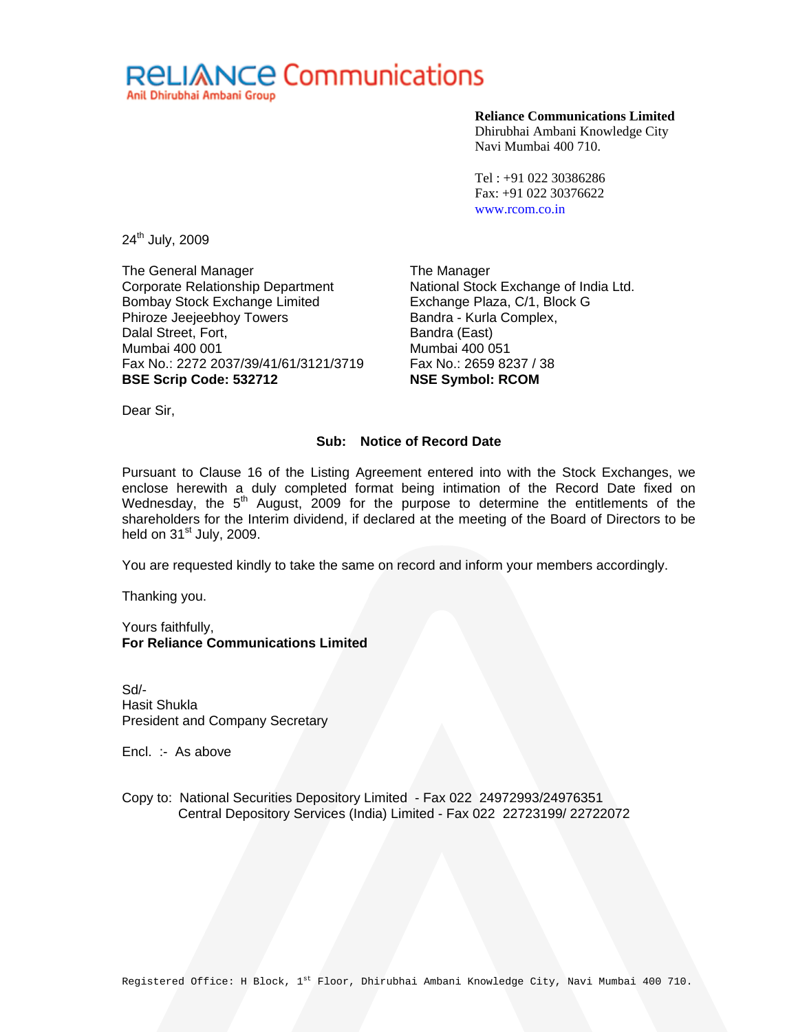**RELIANCE Communications**
Anil Dhirubhai Ambani Group

**Reliance Communications Limited**
Dhirubhai Ambani Knowledge City
Navi Mumbai 400 710.

Tel : +91 022 30386286
Fax: +91 022 30376622
www.rcom.co.in

24th July, 2009

The General Manager
Corporate Relationship Department
Bombay Stock Exchange Limited
Phiroze Jeejeebhoy Towers
Dalal Street, Fort,
Mumbai 400 001
Fax No.: 2272 2037/39/41/61/3121/3719
**BSE Scrip Code: 532712**

The Manager
National Stock Exchange of India Ltd.
Exchange Plaza, C/1, Block G
Bandra - Kurla Complex,
Bandra (East)
Mumbai 400 051
Fax No.: 2659 8237 / 38
**NSE Symbol: RCOM**

Dear Sir,

**Sub: Notice of Record Date**

Pursuant to Clause 16 of the Listing Agreement entered into with the Stock Exchanges, we enclose herewith a duly completed format being intimation of the Record Date fixed on Wednesday, the 5th August, 2009 for the purpose to determine the entitlements of the shareholders for the Interim dividend, if declared at the meeting of the Board of Directors to be held on 31st July, 2009.

You are requested kindly to take the same on record and inform your members accordingly.

Thanking you.

Yours faithfully,
**For Reliance Communications Limited**

Sd/-
Hasit Shukla
President and Company Secretary

Encl. :- As above

Copy to: National Securities Depository Limited - Fax 022 24972993/24976351
Central Depository Services (India) Limited - Fax 022 22723199/ 22722072

Registered Office: H Block, 1st Floor, Dhirubhai Ambani Knowledge City, Navi Mumbai 400 710.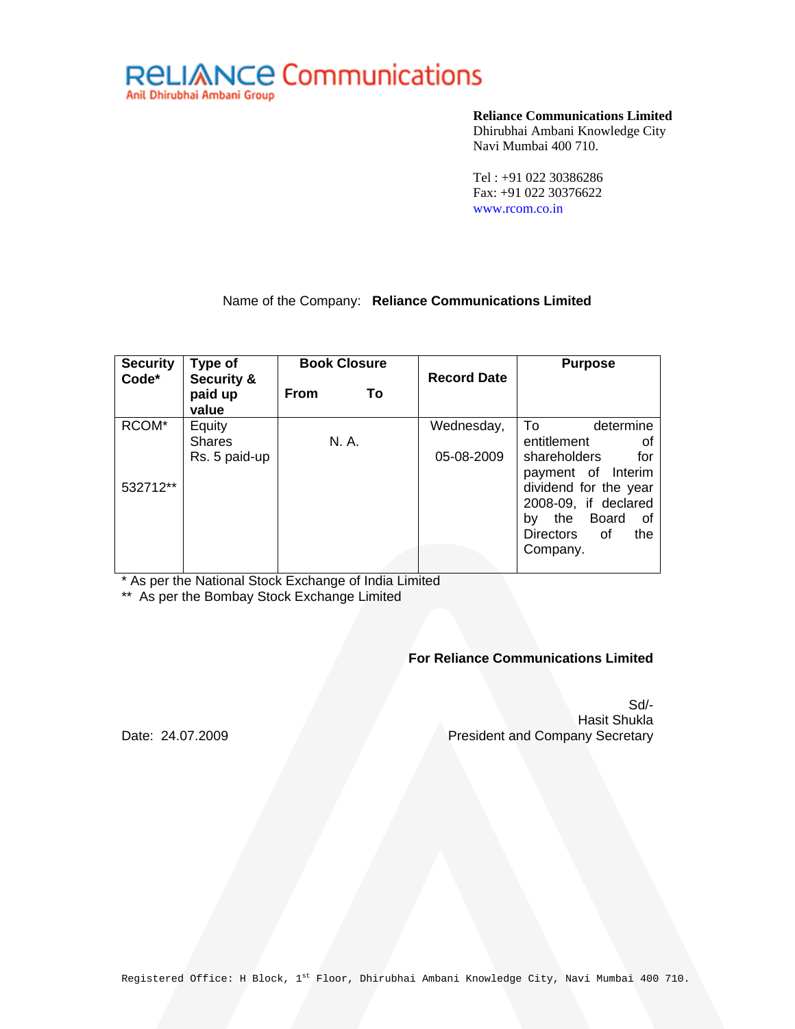**Reliance Communications Limited**
Dhirubhai Ambani Knowledge City
Navi Mumbai 400 710.

Tel : +91 022 30386286
Fax: +91 022 30376622
www.rcom.co.in

Name of the Company: **Reliance Communications Limited**

| Security Code* | Type of Security & paid up value | Book Closure | | Record Date | Purpose |
|---|---|---|---|---|---|
| | | From | To | | |
| RCOM*<br><br>532712** | Equity Shares Rs. 5 paid-up | N. A. | | Wednesday,<br><br>05-08-2009 | To determine entitlement of shareholders for payment of Interim dividend for the year 2008-09, if declared by the Board of Directors of the Company. |

\* As per the National Stock Exchange of India Limited
** As per the Bombay Stock Exchange Limited

**For Reliance Communications Limited**

Sd/-
Hasit Shukla
President and Company Secretary

Date: 24.07.2009

Registered Office: H Block, 1st Floor, Dhirubhai Ambani Knowledge City, Navi Mumbai 400 710.